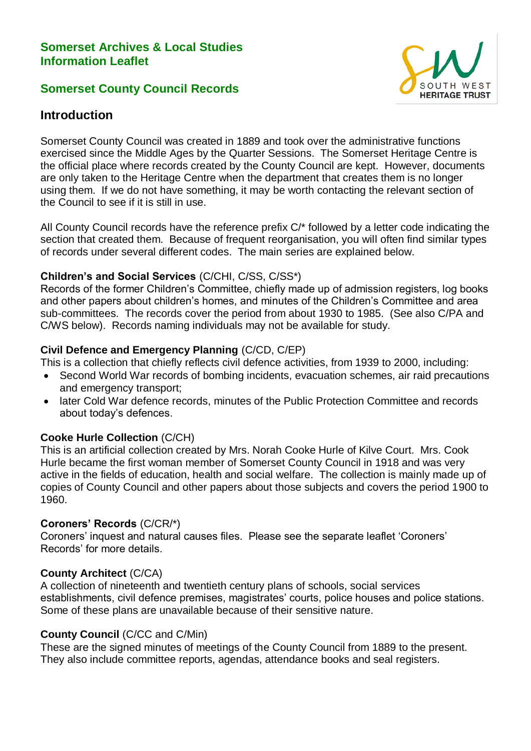**Somerset Archives & Local Studies**
**Information Leaflet**

## Somerset County Council Records

## Introduction

Somerset County Council was created in 1889 and took over the administrative functions exercised since the Middle Ages by the Quarter Sessions. The Somerset Heritage Centre is the official place where records created by the County Council are kept. However, documents are only taken to the Heritage Centre when the department that creates them is no longer using them. If we do not have something, it may be worth contacting the relevant section of the Council to see if it is still in use.

All County Council records have the reference prefix C/* followed by a letter code indicating the section that created them. Because of frequent reorganisation, you will often find similar types of records under several different codes. The main series are explained below.

**Children's and Social Services** (C/CHI, C/SS, C/SS*)
Records of the former Children's Committee, chiefly made up of admission registers, log books and other papers about children's homes, and minutes of the Children's Committee and area sub-committees. The records cover the period from about 1930 to 1985. (See also C/PA and C/WS below). Records naming individuals may not be available for study.

**Civil Defence and Emergency Planning** (C/CD, C/EP)
This is a collection that chiefly reflects civil defence activities, from 1939 to 2000, including:

- Second World War records of bombing incidents, evacuation schemes, air raid precautions and emergency transport;
- later Cold War defence records, minutes of the Public Protection Committee and records about today's defences.

**Cooke Hurle Collection** (C/CH)
This is an artificial collection created by Mrs. Norah Cooke Hurle of Kilve Court. Mrs. Cook Hurle became the first woman member of Somerset County Council in 1918 and was very active in the fields of education, health and social welfare. The collection is mainly made up of copies of County Council and other papers about those subjects and covers the period 1900 to 1960.

**Coroners' Records** (C/CR/*)
Coroners' inquest and natural causes files. Please see the separate leaflet 'Coroners' Records' for more details.

**County Architect** (C/CA)
A collection of nineteenth and twentieth century plans of schools, social services establishments, civil defence premises, magistrates' courts, police houses and police stations. Some of these plans are unavailable because of their sensitive nature.

**County Council** (C/CC and C/Min)
These are the signed minutes of meetings of the County Council from 1889 to the present. They also include committee reports, agendas, attendance books and seal registers.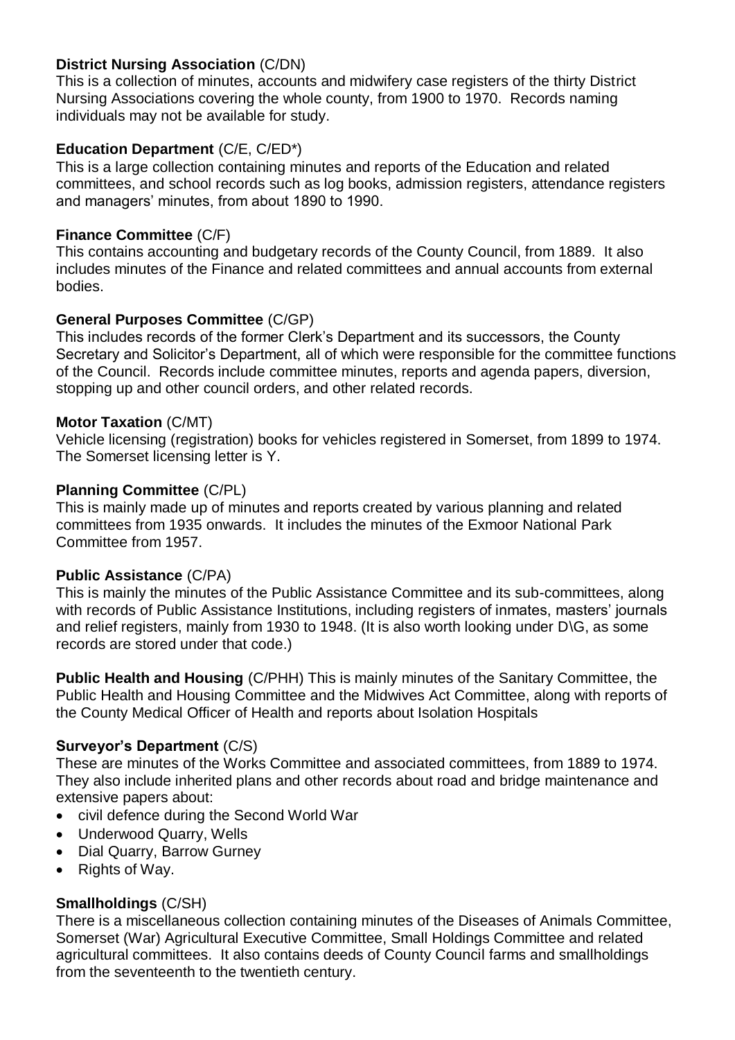**District Nursing Association** (C/DN)
This is a collection of minutes, accounts and midwifery case registers of the thirty District Nursing Associations covering the whole county, from 1900 to 1970. Records naming individuals may not be available for study.

**Education Department** (C/E, C/ED*)
This is a large collection containing minutes and reports of the Education and related committees, and school records such as log books, admission registers, attendance registers and managers' minutes, from about 1890 to 1990.

**Finance Committee** (C/F)
This contains accounting and budgetary records of the County Council, from 1889. It also includes minutes of the Finance and related committees and annual accounts from external bodies.

**General Purposes Committee** (C/GP)
This includes records of the former Clerk's Department and its successors, the County Secretary and Solicitor's Department, all of which were responsible for the committee functions of the Council. Records include committee minutes, reports and agenda papers, diversion, stopping up and other council orders, and other related records.

**Motor Taxation** (C/MT)
Vehicle licensing (registration) books for vehicles registered in Somerset, from 1899 to 1974. The Somerset licensing letter is Y.

**Planning Committee** (C/PL)
This is mainly made up of minutes and reports created by various planning and related committees from 1935 onwards. It includes the minutes of the Exmoor National Park Committee from 1957.

**Public Assistance** (C/PA)
This is mainly the minutes of the Public Assistance Committee and its sub-committees, along with records of Public Assistance Institutions, including registers of inmates, masters' journals and relief registers, mainly from 1930 to 1948. (It is also worth looking under D\G, as some records are stored under that code.)

**Public Health and Housing** (C/PHH) This is mainly minutes of the Sanitary Committee, the Public Health and Housing Committee and the Midwives Act Committee, along with reports of the County Medical Officer of Health and reports about Isolation Hospitals

**Surveyor's Department** (C/S)
These are minutes of the Works Committee and associated committees, from 1889 to 1974. They also include inherited plans and other records about road and bridge maintenance and extensive papers about:

- civil defence during the Second World War
- Underwood Quarry, Wells
- Dial Quarry, Barrow Gurney
- Rights of Way.

**Smallholdings** (C/SH)
There is a miscellaneous collection containing minutes of the Diseases of Animals Committee, Somerset (War) Agricultural Executive Committee, Small Holdings Committee and related agricultural committees. It also contains deeds of County Council farms and smallholdings from the seventeenth to the twentieth century.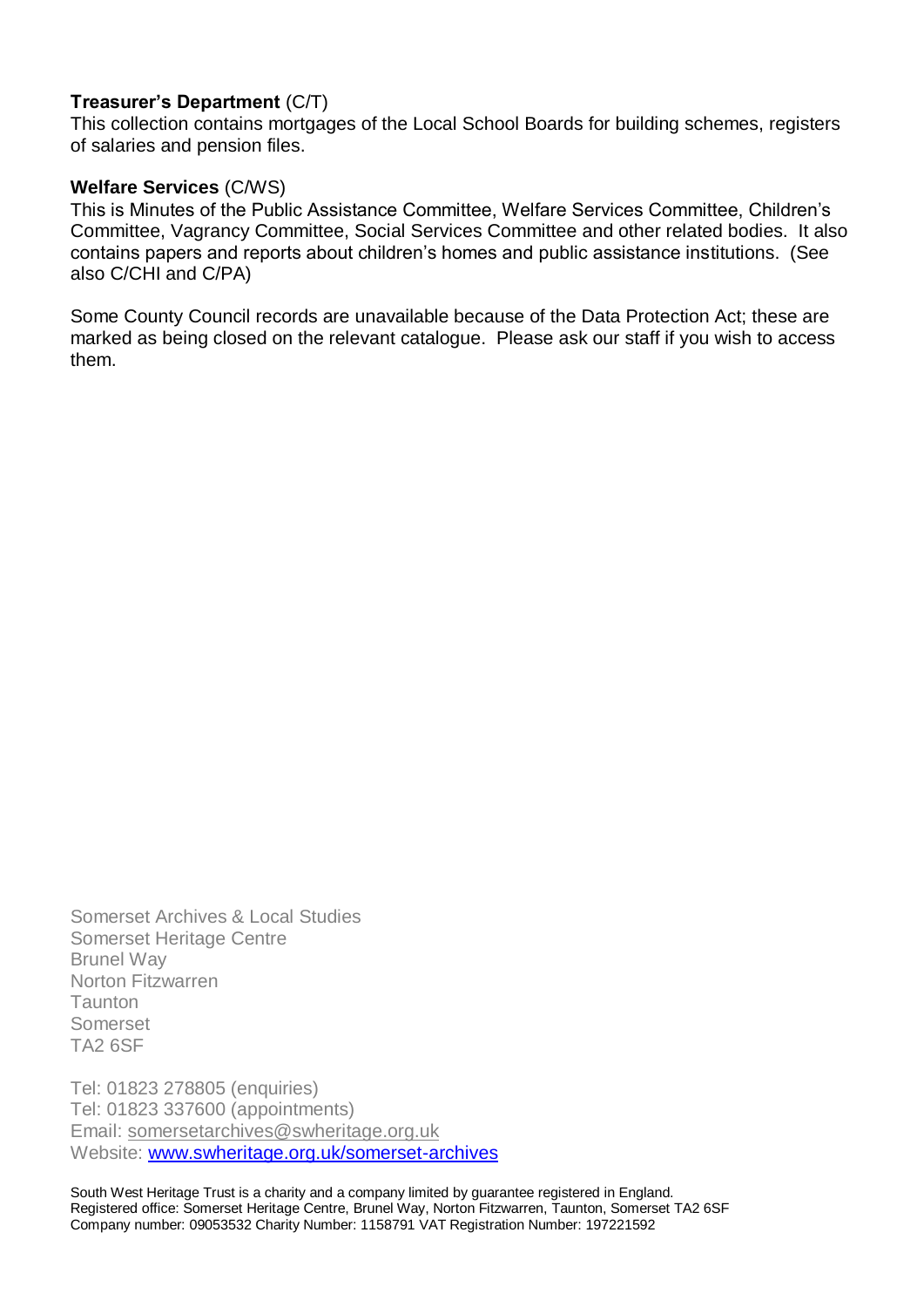**Treasurer's Department** (C/T)
This collection contains mortgages of the Local School Boards for building schemes, registers of salaries and pension files.

**Welfare Services** (C/WS)
This is Minutes of the Public Assistance Committee, Welfare Services Committee, Children's Committee, Vagrancy Committee, Social Services Committee and other related bodies. It also contains papers and reports about children's homes and public assistance institutions. (See also C/CHI and C/PA)

Some County Council records are unavailable because of the Data Protection Act; these are marked as being closed on the relevant catalogue. Please ask our staff if you wish to access them.

Somerset Archives & Local Studies
Somerset Heritage Centre
Brunel Way
Norton Fitzwarren
Taunton
Somerset
TA2 6SF

Tel: 01823 278805 (enquiries)
Tel: 01823 337600 (appointments)
Email: somersetarchives@swheritage.org.uk
Website: [www.swheritage.org.uk/somerset-archives](http://www.swheritage.org.uk/somerset-archives)

South West Heritage Trust is a charity and a company limited by guarantee registered in England.
Registered office: Somerset Heritage Centre, Brunel Way, Norton Fitzwarren, Taunton, Somerset TA2 6SF
Company number: 09053532 Charity Number: 1158791 VAT Registration Number: 197221592